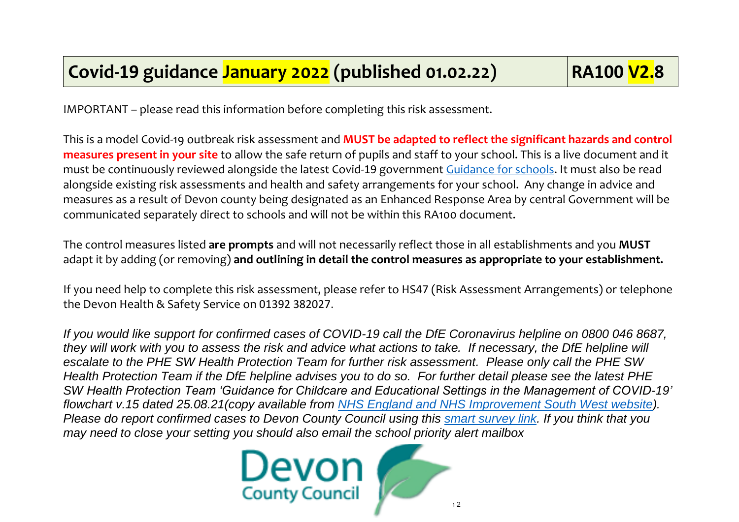# Covid-19 guidance January 2022 (published 01.02.22) | RA100 V2.8

IMPORTANT – please read this information before completing this risk assessment.

This is a model Covid-19 outbreak risk assessment and **MUST be adapted to reflect the significant hazards and control measures present in your site** to allow the safe return of pupils and staff to your school. This is a live document and it must be continuously reviewed alongside the latest Covid-19 government Guidance for schools. It must also be read alongside existing risk assessments and health and safety arrangements for your school. Any change in advice and measures as a result of Devon county being designated as an Enhanced Response Area by central Government will be communicated separately direct to schools and will not be within this RA100 document.

The control measures listed **are prompts** and will not necessarily reflect those in all establishments and you **MUST** adapt it by adding (or removing) **and outlining in detail the control measures as appropriate to your establishment.**

If you need help to complete this risk assessment, please refer to HS47 (Risk Assessment Arrangements) or telephone the Devon Health & Safety Service on 01392 382027.

*If you would like support for confirmed cases of COVID-19 call the DfE Coronavirus helpline on 0800 046 8687, they will work with you to assess the risk and advice what actions to take. If necessary, the DfE helpline will escalate to the PHE SW Health Protection Team for further risk assessment. Please only call the PHE SW Health Protection Team if the DfE helpline advises you to do so. For further detail please see the latest PHE SW Health Protection Team 'Guidance for Childcare and Educational Settings in the Management of COVID-19' flowchart v.15 dated 25.08.21(copy available from NHS England and NHS Improvement South West website). Please do report confirmed cases to Devon County Council using this smart survey link. If you think that you may need to close your setting you should also email the school priority alert mailbox*

Devon County Council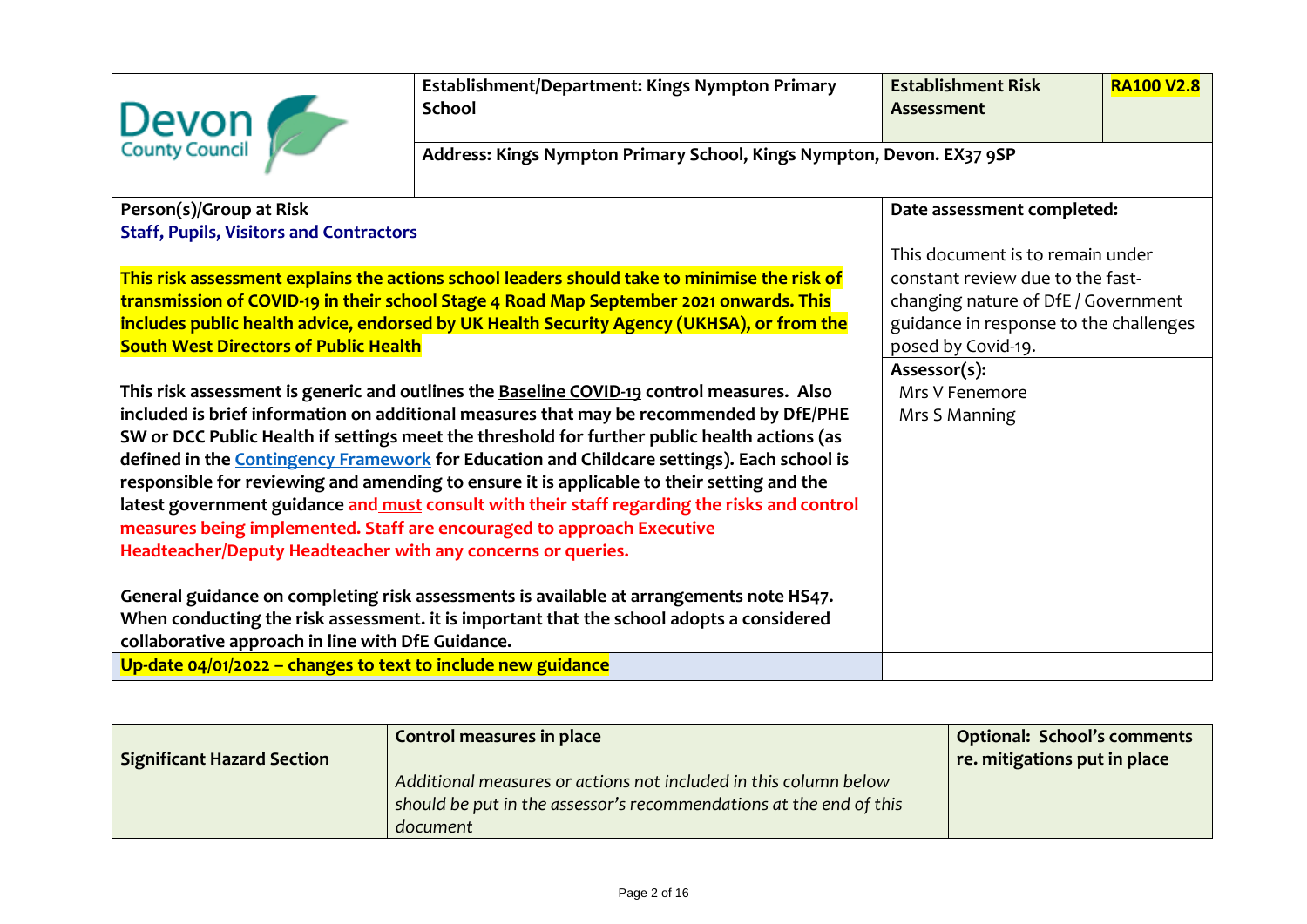| Devon County Council | Establishment/Department: Kings Nympton Primary School | Establishment Risk Assessment | **RA100 V2.8** |
|---|---|---|---|
| | Address: Kings Nympton Primary School, Kings Nympton, Devon. EX37 9SP | | |

| | |
|---|---|
| **Person(s)/Group at Risk**<br>**Staff, Pupils, Visitors and Contractors**<br><br>**This risk assessment explains the actions school leaders should take to minimise the risk of transmission of COVID-19 in their school Stage 4 Road Map September 2021 onwards. This includes public health advice, endorsed by UK Health Security Agency (UKHSA), or from the South West Directors of Public Health** | **Date assessment completed:**<br><br>This document is to remain under constant review due to the fast-changing nature of DfE / Government guidance in response to the challenges posed by Covid-19. |
| **This risk assessment is generic and outlines the Baseline COVID-19 control measures. Also included is brief information on additional measures that may be recommended by DfE/PHE SW or DCC Public Health if settings meet the threshold for further public health actions (as defined in the Contingency Framework for Education and Childcare settings). Each school is responsible for reviewing and amending to ensure it is applicable to their setting and the latest government guidance and must consult with their staff regarding the risks and control measures being implemented. Staff are encouraged to approach Executive Headteacher/Deputy Headteacher with any concerns or queries.**<br><br>**General guidance on completing risk assessments is available at arrangements note HS47. When conducting the risk assessment. it is important that the school adopts a considered collaborative approach in line with DfE Guidance.** | **Assessor(s):**<br>Mrs V Fenemore<br>Mrs S Manning |
| **Up-date 04/01/2022 – changes to text to include new guidance** | |

| **Significant Hazard Section** | **Control measures in place**<br><br>*Additional measures or actions not included in this column below should be put in the assessor's recommendations at the end of this document* | **Optional: School's comments re. mitigations put in place** |
|---|---|---|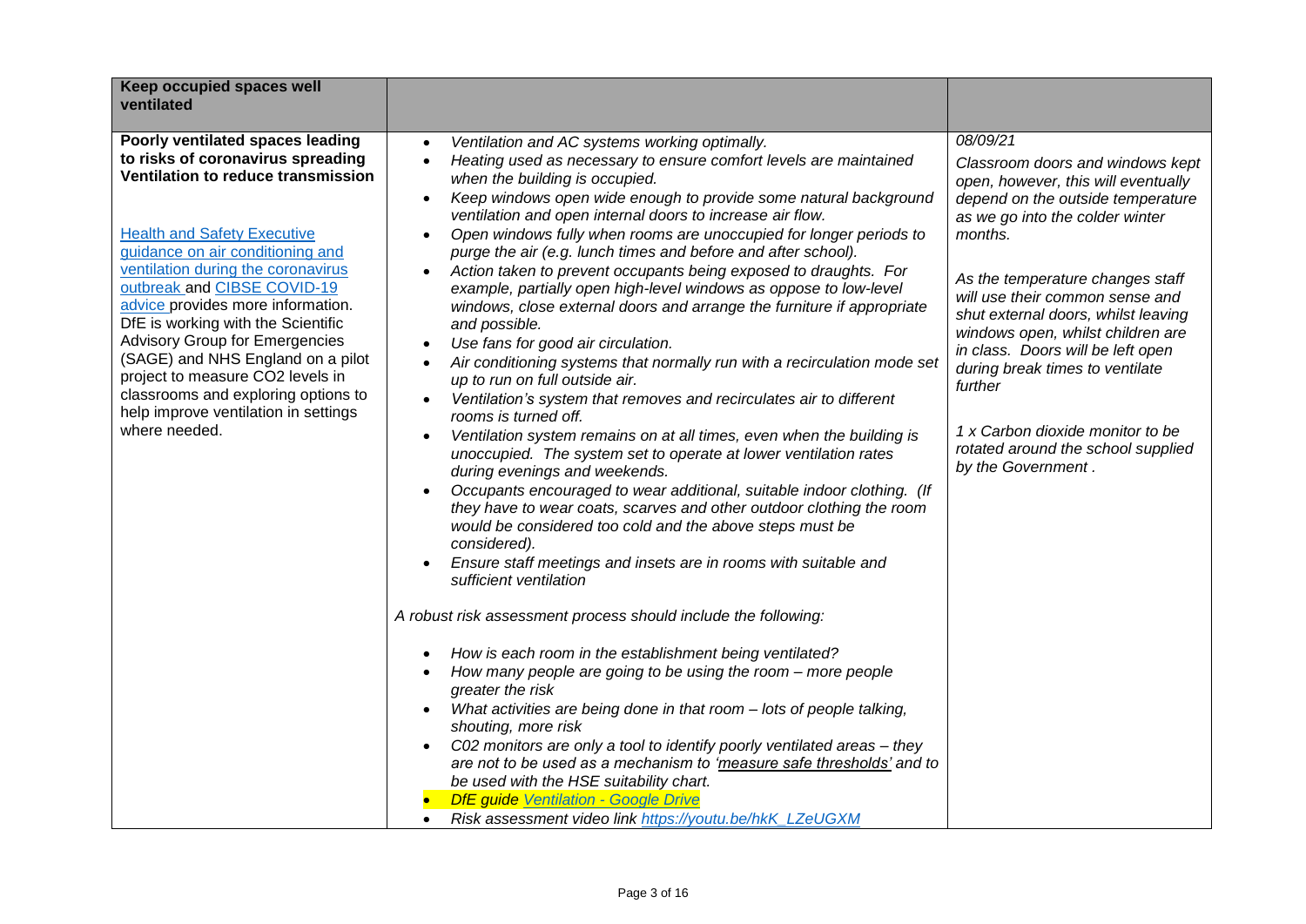| **Keep occupied spaces well ventilated** | | |
|---|---|---|
| **Poorly ventilated spaces leading to risks of coronavirus spreading Ventilation to reduce transmission**<br><br>[Health and Safety Executive guidance on air conditioning and ventilation during the coronavirus outbreak](#) and [CIBSE COVID-19 advice](#) provides more information. DfE is working with the Scientific Advisory Group for Emergencies (SAGE) and NHS England on a pilot project to measure CO2 levels in classrooms and exploring options to help improve ventilation in settings where needed. | • *Ventilation and AC systems working optimally.*<br>• *Heating used as necessary to ensure comfort levels are maintained when the building is occupied.*<br>• *Keep windows open wide enough to provide some natural background ventilation and open internal doors to increase air flow.*<br>• *Open windows fully when rooms are unoccupied for longer periods to purge the air (e.g. lunch times and before and after school).*<br>• *Action taken to prevent occupants being exposed to draughts. For example, partially open high-level windows as oppose to low-level windows, close external doors and arrange the furniture if appropriate and possible.*<br>• *Use fans for good air circulation.*<br>• *Air conditioning systems that normally run with a recirculation mode set up to run on full outside air.*<br>• *Ventilation's system that removes and recirculates air to different rooms is turned off.*<br>• *Ventilation system remains on at all times, even when the building is unoccupied. The system set to operate at lower ventilation rates during evenings and weekends.*<br>• *Occupants encouraged to wear additional, suitable indoor clothing. (If they have to wear coats, scarves and other outdoor clothing the room would be considered too cold and the above steps must be considered).*<br>• *Ensure staff meetings and insets are in rooms with suitable and sufficient ventilation*<br><br>*A robust risk assessment process should include the following:*<br><br>• *How is each room in the establishment being ventilated?*<br>• *How many people are going to be using the room – more people greater the risk*<br>• *What activities are being done in that room – lots of people talking, shouting, more risk*<br>• *C02 monitors are only a tool to identify poorly ventilated areas – they are not to be used as a mechanism to 'measure safe thresholds' and to be used with the HSE suitability chart.*<br>• *DfE guide [Ventilation - Google Drive](#)*<br>• *Risk assessment video link https://youtu.be/hkK_LZeUGXM* | *08/09/21*<br><br>*Classroom doors and windows kept open, however, this will eventually depend on the outside temperature as we go into the colder winter months.*<br><br>*As the temperature changes staff will use their common sense and shut external doors, whilst leaving windows open, whilst children are in class. Doors will be left open during break times to ventilate further*<br><br>*1 x Carbon dioxide monitor to be rotated around the school supplied by the Government .* |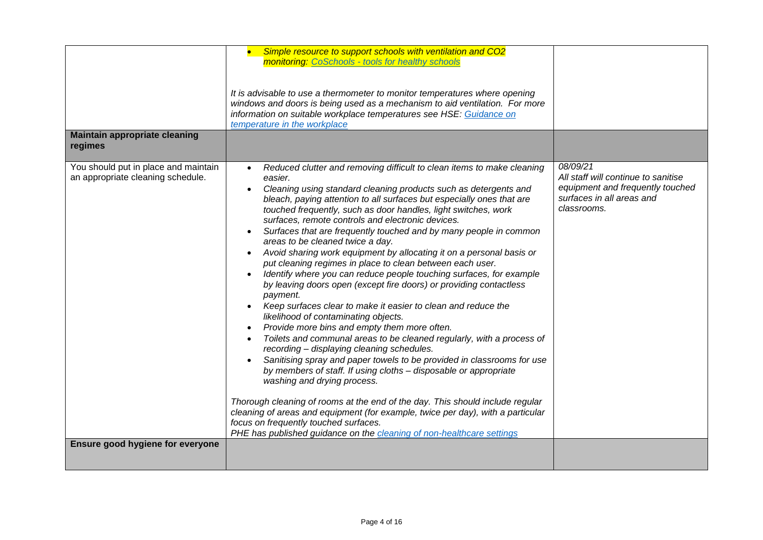| | | |
|---|---|---|
| | • *Simple resource to support schools with ventilation and $CO_2$ monitoring: CoSchools - tools for healthy schools*<br><br>*It is advisable to use a thermometer to monitor temperatures where opening windows and doors is being used as a mechanism to aid ventilation. For more information on suitable workplace temperatures see HSE: Guidance on temperature in the workplace* | |
| **Maintain appropriate cleaning regimes** | | |
| You should put in place and maintain an appropriate cleaning schedule. | • *Reduced clutter and removing difficult to clean items to make cleaning easier.*<br>• *Cleaning using standard cleaning products such as detergents and bleach, paying attention to all surfaces but especially ones that are touched frequently, such as door handles, light switches, work surfaces, remote controls and electronic devices.*<br>• *Surfaces that are frequently touched and by many people in common areas to be cleaned twice a day.*<br>• *Avoid sharing work equipment by allocating it on a personal basis or put cleaning regimes in place to clean between each user.*<br>• *Identify where you can reduce people touching surfaces, for example by leaving doors open (except fire doors) or providing contactless payment.*<br>• *Keep surfaces clear to make it easier to clean and reduce the likelihood of contaminating objects.*<br>• *Provide more bins and empty them more often.*<br>• *Toilets and communal areas to be cleaned regularly, with a process of recording – displaying cleaning schedules.*<br>• *Sanitising spray and paper towels to be provided in classrooms for use by members of staff. If using cloths – disposable or appropriate washing and drying process.*<br><br>*Thorough cleaning of rooms at the end of the day. This should include regular cleaning of areas and equipment (for example, twice per day), with a particular focus on frequently touched surfaces.*<br>*PHE has published guidance on the cleaning of non-healthcare settings* | *08/09/21*<br>*All staff will continue to sanitise equipment and frequently touched surfaces in all areas and classrooms.* |
| **Ensure good hygiene for everyone** | | |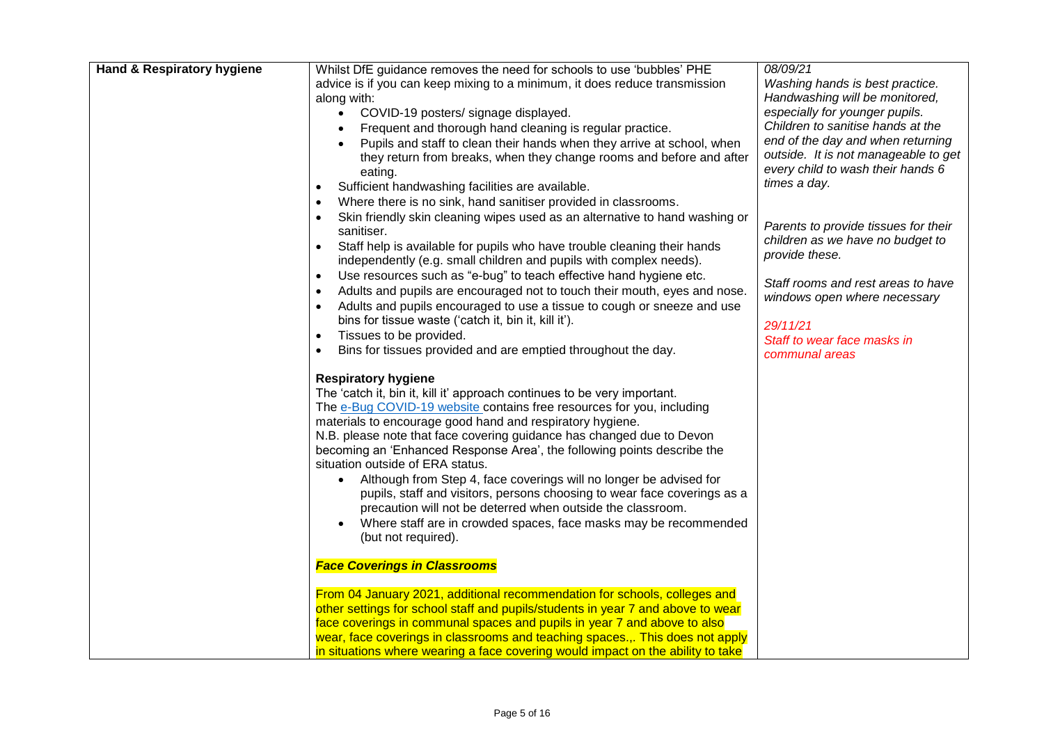| Hand & Respiratory hygiene | Whilst DfE guidance removes the need for schools to use 'bubbles' PHE advice is if you can keep mixing to a minimum, it does reduce transmission along with:<br>• COVID-19 posters/ signage displayed.<br>• Frequent and thorough hand cleaning is regular practice.<br>• Pupils and staff to clean their hands when they arrive at school, when they return from breaks, when they change rooms and before and after eating.<br>• Sufficient handwashing facilities are available.<br>• Where there is no sink, hand sanitiser provided in classrooms.<br>• Skin friendly skin cleaning wipes used as an alternative to hand washing or sanitiser.<br>• Staff help is available for pupils who have trouble cleaning their hands independently (e.g. small children and pupils with complex needs).<br>• Use resources such as "e-bug" to teach effective hand hygiene etc.<br>• Adults and pupils are encouraged not to touch their mouth, eyes and nose.<br>• Adults and pupils encouraged to use a tissue to cough or sneeze and use bins for tissue waste ('catch it, bin it, kill it').<br>• Tissues to be provided.<br>• Bins for tissues provided and are emptied throughout the day.<br><br>**Respiratory hygiene**<br>The 'catch it, bin it, kill it' approach continues to be very important.<br>The e-Bug COVID-19 website contains free resources for you, including materials to encourage good hand and respiratory hygiene.<br>N.B. please note that face covering guidance has changed due to Devon becoming an 'Enhanced Response Area', the following points describe the situation outside of ERA status.<br>• Although from Step 4, face coverings will no longer be advised for pupils, staff and visitors, persons choosing to wear face coverings as a precaution will not be deterred when outside the classroom.<br>• Where staff are in crowded spaces, face masks may be recommended (but not required).<br><br>***Face Coverings in Classrooms***<br><br>From 04 January 2021, additional recommendation for schools, colleges and other settings for school staff and pupils/students in year 7 and above to wear face coverings in communal spaces and pupils in year 7 and above to also wear, face coverings in classrooms and teaching spaces.,. This does not apply in situations where wearing a face covering would impact on the ability to take | *08/09/21*<br>*Washing hands is best practice. Handwashing will be monitored, especially for younger pupils. Children to sanitise hands at the end of the day and when returning outside. It is not manageable to get every child to wash their hands 6 times a day.*<br><br>*Parents to provide tissues for their children as we have no budget to provide these.*<br><br>*Staff rooms and rest areas to have windows open where necessary*<br><br>*29/11/21*<br>*Staff to wear face masks in communal areas* |
|---|---|---|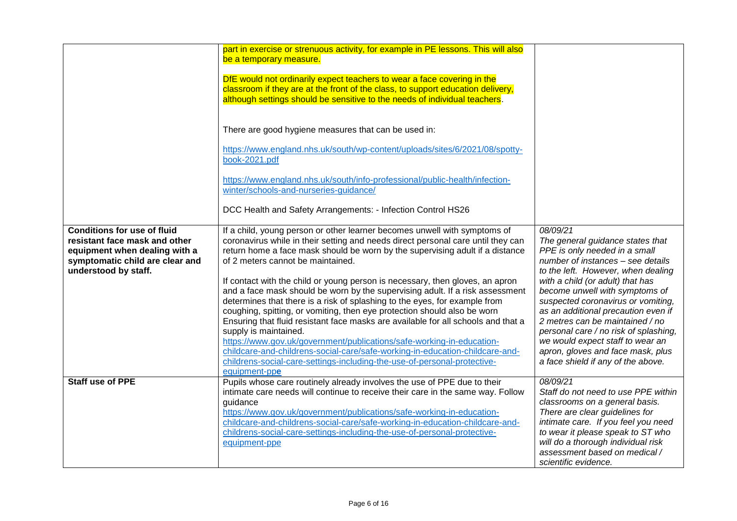| | | |
|---|---|---|
| | part in exercise or strenuous activity, for example in PE lessons. This will also be a temporary measure.<br><br>DfE would not ordinarily expect teachers to wear a face covering in the classroom if they are at the front of the class, to support education delivery, although settings should be sensitive to the needs of individual teachers.<br><br>There are good hygiene measures that can be used in:<br><br>https://www.england.nhs.uk/south/wp-content/uploads/sites/6/2021/08/spotty-book-2021.pdf<br><br>https://www.england.nhs.uk/south/info-professional/public-health/infection-winter/schools-and-nurseries-guidance/<br><br>DCC Health and Safety Arrangements: - Infection Control HS26 | |
| **Conditions for use of fluid resistant face mask and other equipment when dealing with a symptomatic child are clear and understood by staff.** | If a child, young person or other learner becomes unwell with symptoms of coronavirus while in their setting and needs direct personal care until they can return home a face mask should be worn by the supervising adult if a distance of 2 meters cannot be maintained.<br><br>If contact with the child or young person is necessary, then gloves, an apron and a face mask should be worn by the supervising adult. If a risk assessment determines that there is a risk of splashing to the eyes, for example from coughing, spitting, or vomiting, then eye protection should also be worn Ensuring that fluid resistant face masks are available for all schools and that a supply is maintained.<br>https://www.gov.uk/government/publications/safe-working-in-education-childcare-and-childrens-social-care/safe-working-in-education-childcare-and-childrens-social-care-settings-including-the-use-of-personal-protective-equipment-ppe | *08/09/21*<br>*The general guidance states that PPE is only needed in a small number of instances – see details to the left. However, when dealing with a child (or adult) that has become unwell with symptoms of suspected coronavirus or vomiting, as an additional precaution even if 2 metres can be maintained / no personal care / no risk of splashing, we would expect staff to wear an apron, gloves and face mask, plus a face shield if any of the above.* |
| **Staff use of PPE** | Pupils whose care routinely already involves the use of PPE due to their intimate care needs will continue to receive their care in the same way. Follow guidance<br>https://www.gov.uk/government/publications/safe-working-in-education-childcare-and-childrens-social-care/safe-working-in-education-childcare-and-childrens-social-care-settings-including-the-use-of-personal-protective-equipment-ppe | *08/09/21*<br>*Staff do not need to use PPE within classrooms on a general basis. There are clear guidelines for intimate care. If you feel you need to wear it please speak to ST who will do a thorough individual risk assessment based on medical / scientific evidence.* |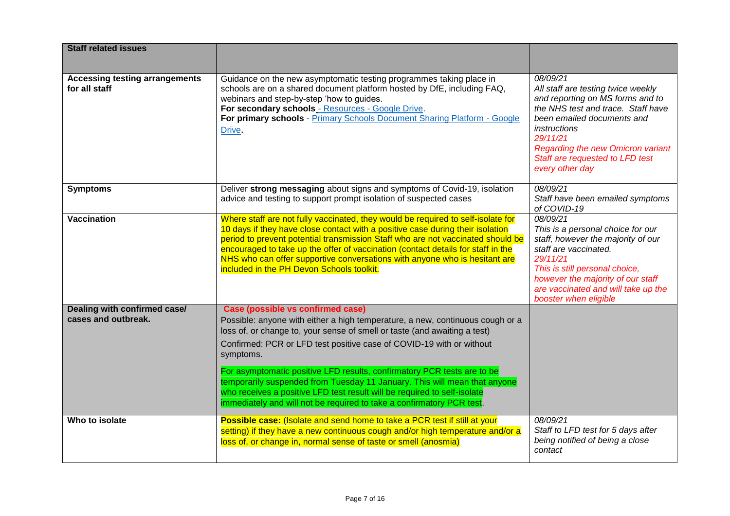| **Staff related issues** | | |
|---|---|---|
| **Accessing testing arrangements for all staff** | Guidance on the new asymptomatic testing programmes taking place in schools are on a shared document platform hosted by DfE, including FAQ, webinars and step-by-step 'how to guides.<br>**For secondary schools** - Resources - Google Drive.<br>**For primary schools** - Primary Schools Document Sharing Platform - Google Drive. | *08/09/21*<br>*All staff are testing twice weekly and reporting on MS forms and to the NHS test and trace. Staff have been emailed documents and instructions*<br>*29/11/21*<br>*Regarding the new Omicron variant Staff are requested to LFD test every other day* |
| **Symptoms** | Deliver **strong messaging** about signs and symptoms of Covid-19, isolation advice and testing to support prompt isolation of suspected cases | *08/09/21*<br>*Staff have been emailed symptoms of COVID-19* |
| **Vaccination** | Where staff are not fully vaccinated, they would be required to self-isolate for 10 days if they have close contact with a positive case during their isolation period to prevent potential transmission Staff who are not vaccinated should be encouraged to take up the offer of vaccination (contact details for staff in the NHS who can offer supportive conversations with anyone who is hesitant are included in the PH Devon Schools toolkit. | *08/09/21*<br>*This is a personal choice for our staff, however the majority of our staff are vaccinated.*<br>*29/11/21*<br>*This is still personal choice, however the majority of our staff are vaccinated and will take up the booster when eligible* |
| **Dealing with confirmed case/ cases and outbreak.** | **Case (possible vs confirmed case)**<br>Possible: anyone with either a high temperature, a new, continuous cough or a loss of, or change to, your sense of smell or taste (and awaiting a test)<br>Confirmed: PCR or LFD test positive case of COVID-19 with or without symptoms.<br>For asymptomatic positive LFD results, confirmatory PCR tests are to be temporarily suspended from Tuesday 11 January. This will mean that anyone who receives a positive LFD test result will be required to self-isolate immediately and will not be required to take a confirmatory PCR test. | |
| **Who to isolate** | **Possible case:** (Isolate and send home to take a PCR test if still at your setting) if they have a new continuous cough and/or high temperature and/or a loss of, or change in, normal sense of taste or smell (anosmia) | *08/09/21*<br>*Staff to LFD test for 5 days after being notified of being a close contact* |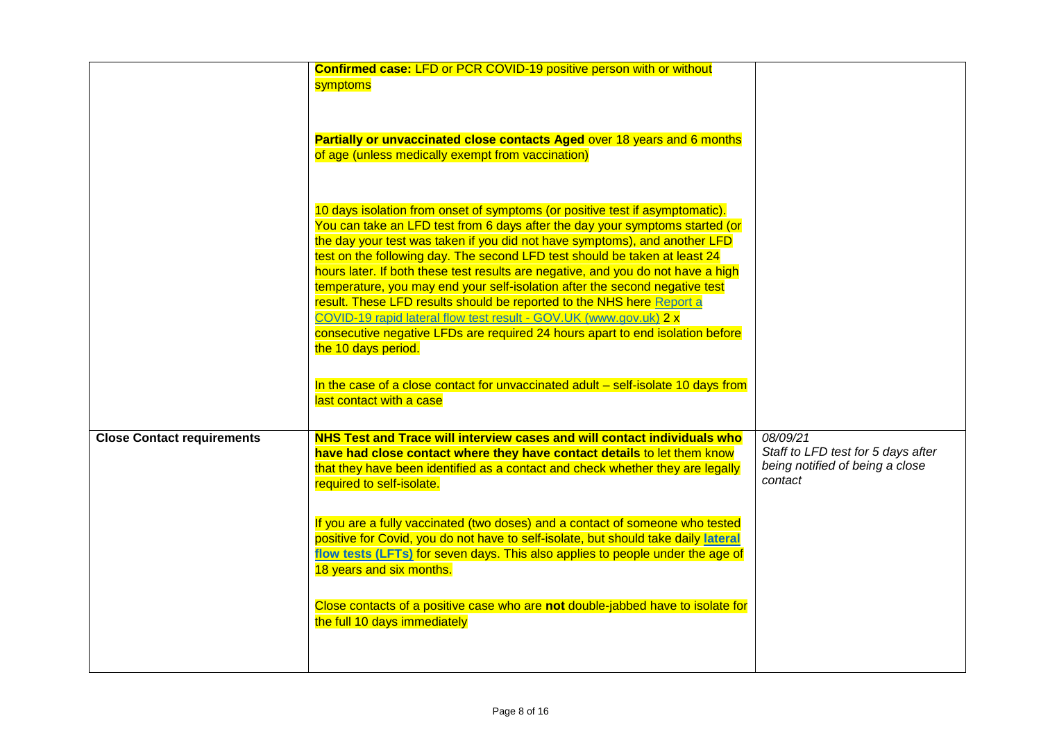| | | |
|---|---|---|
| | **Confirmed case:** LFD or PCR COVID-19 positive person with or without symptoms<br><br>**Partially or unvaccinated close contacts Aged** over 18 years and 6 months of age (unless medically exempt from vaccination)<br><br>10 days isolation from onset of symptoms (or positive test if asymptomatic). You can take an LFD test from 6 days after the day your symptoms started (or the day your test was taken if you did not have symptoms), and another LFD test on the following day. The second LFD test should be taken at least 24 hours later. If both these test results are negative, and you do not have a high temperature, you may end your self-isolation after the second negative test result. These LFD results should be reported to the NHS here [Report a COVID-19 rapid lateral flow test result - GOV.UK (www.gov.uk)] 2 x consecutive negative LFDs are required 24 hours apart to end isolation before the 10 days period.<br><br>In the case of a close contact for unvaccinated adult – self-isolate 10 days from last contact with a case | |
| **Close Contact requirements** | **NHS Test and Trace will interview cases and will contact individuals who have had close contact where they have contact details** to let them know that they have been identified as a contact and check whether they are legally required to self-isolate.<br><br>If you are a fully vaccinated (two doses) and a contact of someone who tested positive for Covid, you do not have to self-isolate, but should take daily **lateral flow tests (LFTs)** for seven days. This also applies to people under the age of 18 years and six months.<br><br>Close contacts of a positive case who are **not** double-jabbed have to isolate for the full 10 days immediately | *08/09/21*<br>*Staff to LFD test for 5 days after being notified of being a close contact* |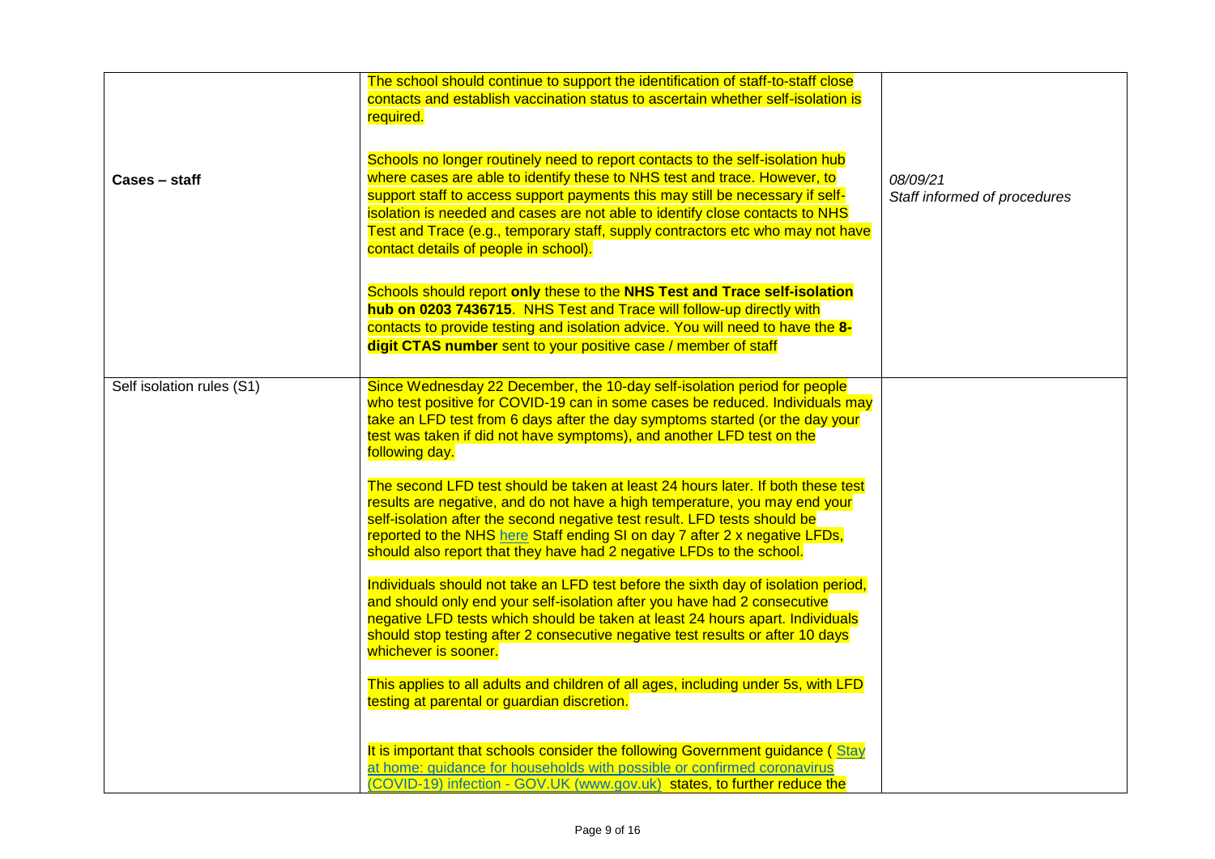| | | |
|---|---|---|
| **Cases – staff** | The school should continue to support the identification of staff-to-staff close contacts and establish vaccination status to ascertain whether self-isolation is required.<br><br>Schools no longer routinely need to report contacts to the self-isolation hub where cases are able to identify these to NHS test and trace. However, to support staff to access support payments this may still be necessary if self-isolation is needed and cases are not able to identify close contacts to NHS Test and Trace (e.g., temporary staff, supply contractors etc who may not have contact details of people in school).<br><br>Schools should report **only** these to the **NHS Test and Trace self-isolation hub on 0203 7436715**. NHS Test and Trace will follow-up directly with contacts to provide testing and isolation advice. You will need to have the **8-digit CTAS number** sent to your positive case / member of staff | *08/09/21*<br>*Staff informed of procedures* |
| Self isolation rules (S1) | Since Wednesday 22 December, the 10-day self-isolation period for people who test positive for COVID-19 can in some cases be reduced. Individuals may take an LFD test from 6 days after the day symptoms started (or the day your test was taken if did not have symptoms), and another LFD test on the following day.<br><br>The second LFD test should be taken at least 24 hours later. If both these test results are negative, and do not have a high temperature, you may end your self-isolation after the second negative test result. LFD tests should be reported to the NHS here Staff ending SI on day 7 after 2 x negative LFDs, should also report that they have had 2 negative LFDs to the school.<br><br>Individuals should not take an LFD test before the sixth day of isolation period, and should only end your self-isolation after you have had 2 consecutive negative LFD tests which should be taken at least 24 hours apart. Individuals should stop testing after 2 consecutive negative test results or after 10 days whichever is sooner.<br><br>This applies to all adults and children of all ages, including under 5s, with LFD testing at parental or guardian discretion.<br><br>It is important that schools consider the following Government guidance ( Stay at home: guidance for households with possible or confirmed coronavirus (COVID-19) infection - GOV.UK (www.gov.uk) states, to further reduce the | |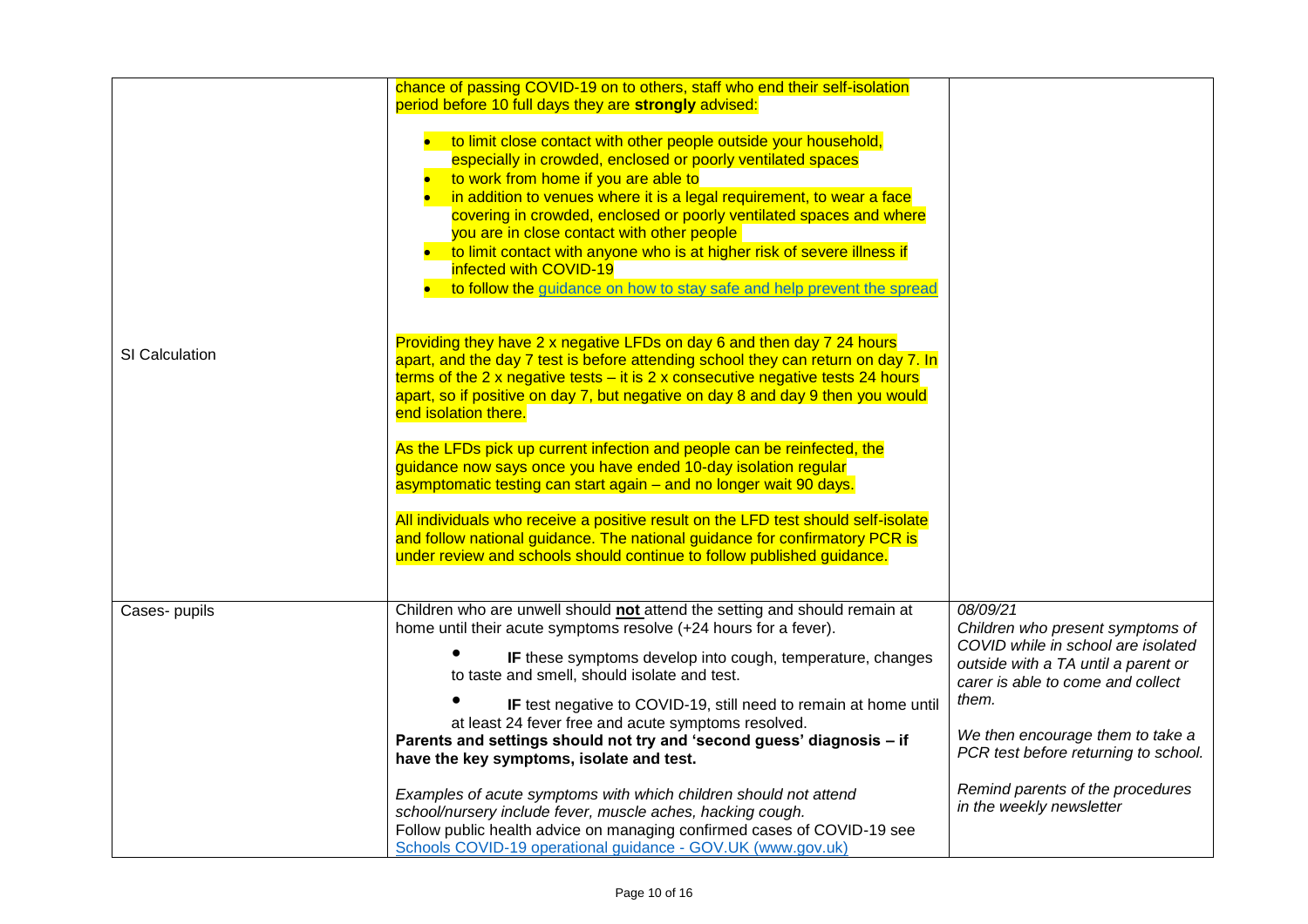| | | |
|---|---|---|
| SI Calculation | chance of passing COVID-19 on to others, staff who end their self-isolation period before 10 full days they are **strongly** advised:<br><br>• to limit close contact with other people outside your household, especially in crowded, enclosed or poorly ventilated spaces<br>• to work from home if you are able to<br>• in addition to venues where it is a legal requirement, to wear a face covering in crowded, enclosed or poorly ventilated spaces and where you are in close contact with other people<br>• to limit contact with anyone who is at higher risk of severe illness if infected with COVID-19<br>• to follow the guidance on how to stay safe and help prevent the spread<br><br>Providing they have 2 x negative LFDs on day 6 and then day 7 24 hours apart, and the day 7 test is before attending school they can return on day 7. In terms of the 2 x negative tests – it is 2 x consecutive negative tests 24 hours apart, so if positive on day 7, but negative on day 8 and day 9 then you would end isolation there.<br><br>As the LFDs pick up current infection and people can be reinfected, the guidance now says once you have ended 10-day isolation regular asymptomatic testing can start again – and no longer wait 90 days.<br><br>All individuals who receive a positive result on the LFD test should self-isolate and follow national guidance. The national guidance for confirmatory PCR is under review and schools should continue to follow published guidance. | |
| Cases- pupils | Children who are unwell should **<u>not</u>** attend the setting and should remain at home until their acute symptoms resolve (+24 hours for a fever).<br><br>• **IF** these symptoms develop into cough, temperature, changes to taste and smell, should isolate and test.<br>• **IF** test negative to COVID-19, still need to remain at home until at least 24 fever free and acute symptoms resolved.<br><br>**Parents and settings should not try and 'second guess' diagnosis – if have the key symptoms, isolate and test.**<br><br>*Examples of acute symptoms with which children should not attend school/nursery include fever, muscle aches, hacking cough.*<br>Follow public health advice on managing confirmed cases of COVID-19 see Schools COVID-19 operational guidance - GOV.UK (www.gov.uk) | *08/09/21*<br>*Children who present symptoms of COVID while in school are isolated outside with a TA until a parent or carer is able to come and collect them.*<br><br>*We then encourage them to take a PCR test before returning to school.*<br><br>*Remind parents of the procedures in the weekly newsletter* |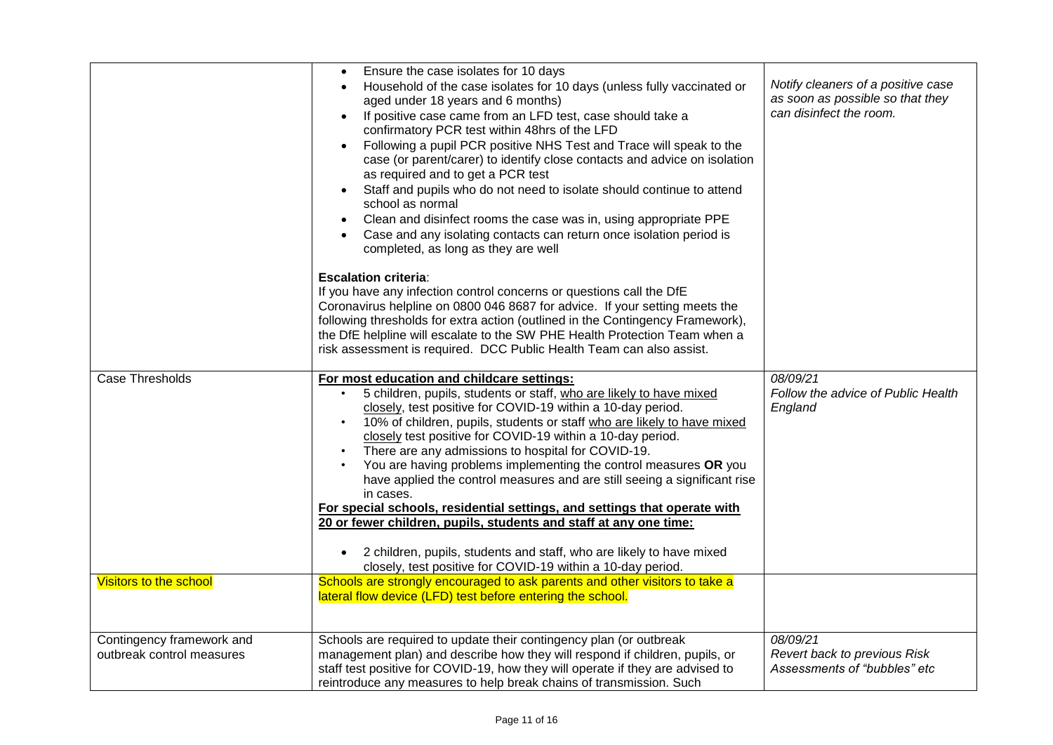| | | |
|---|---|---|
| | • Ensure the case isolates for 10 days<br>• Household of the case isolates for 10 days (unless fully vaccinated or aged under 18 years and 6 months)<br>• If positive case came from an LFD test, case should take a confirmatory PCR test within 48hrs of the LFD<br>• Following a pupil PCR positive NHS Test and Trace will speak to the case (or parent/carer) to identify close contacts and advice on isolation as required and to get a PCR test<br>• Staff and pupils who do not need to isolate should continue to attend school as normal<br>• Clean and disinfect rooms the case was in, using appropriate PPE<br>• Case and any isolating contacts can return once isolation period is completed, as long as they are well<br><br>**Escalation criteria**:<br>If you have any infection control concerns or questions call the DfE Coronavirus helpline on 0800 046 8687 for advice. If your setting meets the following thresholds for extra action (outlined in the Contingency Framework), the DfE helpline will escalate to the SW PHE Health Protection Team when a risk assessment is required. DCC Public Health Team can also assist. | *Notify cleaners of a positive case as soon as possible so that they can disinfect the room.* |
| Case Thresholds | **For most education and childcare settings:**<br>• 5 children, pupils, students or staff, who are likely to have mixed closely, test positive for COVID-19 within a 10-day period.<br>• 10% of children, pupils, students or staff who are likely to have mixed closely test positive for COVID-19 within a 10-day period.<br>• There are any admissions to hospital for COVID-19.<br>• You are having problems implementing the control measures **OR** you have applied the control measures and are still seeing a significant rise in cases.<br>**For special schools, residential settings, and settings that operate with 20 or fewer children, pupils, students and staff at any one time:**<br>• 2 children, pupils, students and staff, who are likely to have mixed closely, test positive for COVID-19 within a 10-day period. | *08/09/21*<br>*Follow the advice of Public Health England* |
| Visitors to the school | Schools are strongly encouraged to ask parents and other visitors to take a lateral flow device (LFD) test before entering the school. | |
| Contingency framework and outbreak control measures | Schools are required to update their contingency plan (or outbreak management plan) and describe how they will respond if children, pupils, or staff test positive for COVID-19, how they will operate if they are advised to reintroduce any measures to help break chains of transmission. Such | *08/09/21*<br>*Revert back to previous Risk Assessments of "bubbles" etc* |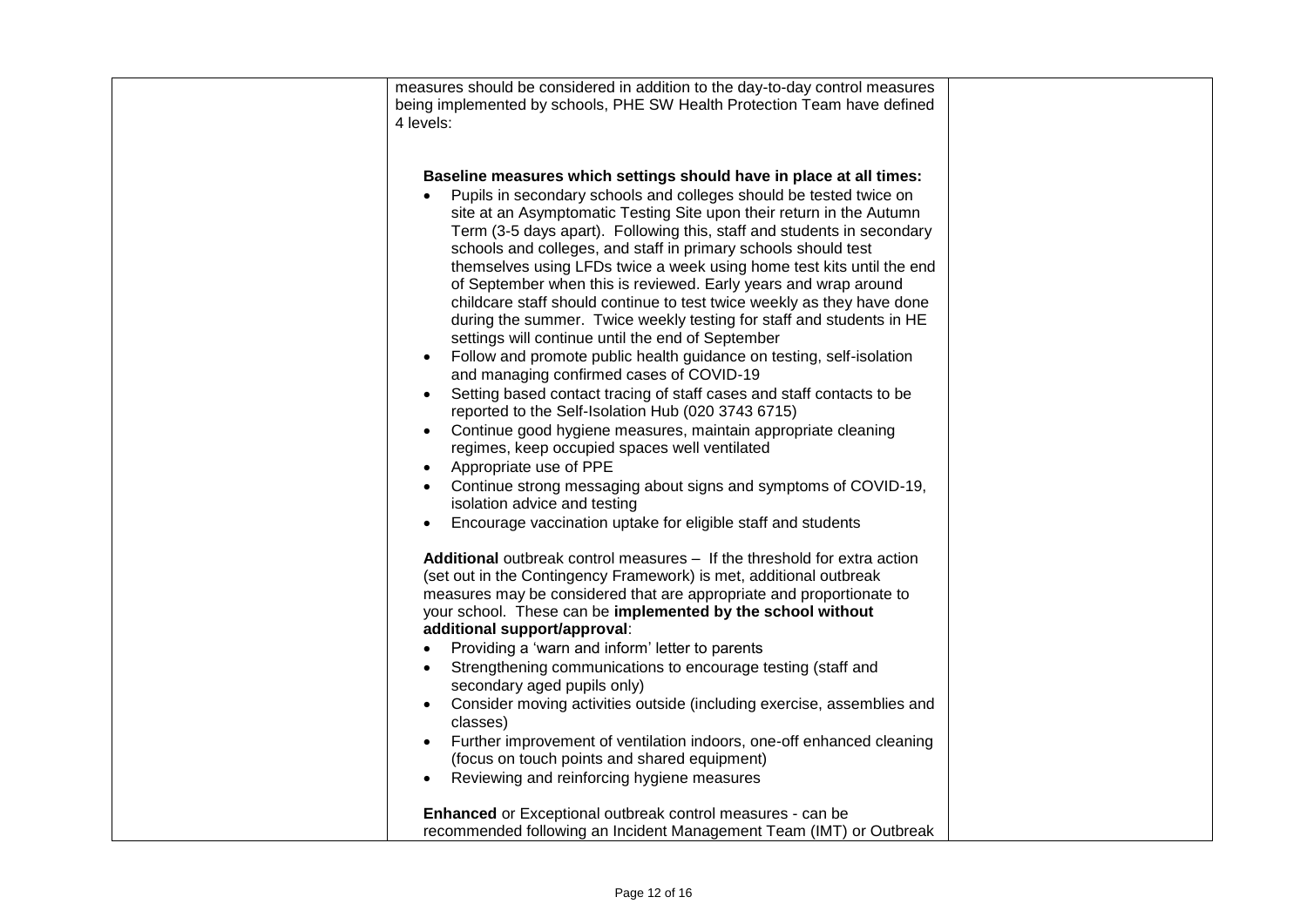| | | |
|---|---|---|
| | measures should be considered in addition to the day-to-day control measures being implemented by schools, PHE SW Health Protection Team have defined 4 levels:<br><br>**Baseline measures which settings should have in place at all times:**<br>• Pupils in secondary schools and colleges should be tested twice on site at an Asymptomatic Testing Site upon their return in the Autumn Term (3-5 days apart). Following this, staff and students in secondary schools and colleges, and staff in primary schools should test themselves using LFDs twice a week using home test kits until the end of September when this is reviewed. Early years and wrap around childcare staff should continue to test twice weekly as they have done during the summer. Twice weekly testing for staff and students in HE settings will continue until the end of September<br>• Follow and promote public health guidance on testing, self-isolation and managing confirmed cases of COVID-19<br>• Setting based contact tracing of staff cases and staff contacts to be reported to the Self-Isolation Hub (020 3743 6715)<br>• Continue good hygiene measures, maintain appropriate cleaning regimes, keep occupied spaces well ventilated<br>• Appropriate use of PPE<br>• Continue strong messaging about signs and symptoms of COVID-19, isolation advice and testing<br>• Encourage vaccination uptake for eligible staff and students<br><br>**Additional** outbreak control measures – If the threshold for extra action (set out in the Contingency Framework) is met, additional outbreak measures may be considered that are appropriate and proportionate to your school. These can be **implemented by the school without additional support/approval**:<br>• Providing a 'warn and inform' letter to parents<br>• Strengthening communications to encourage testing (staff and secondary aged pupils only)<br>• Consider moving activities outside (including exercise, assemblies and classes)<br>• Further improvement of ventilation indoors, one-off enhanced cleaning (focus on touch points and shared equipment)<br>• Reviewing and reinforcing hygiene measures<br><br>**Enhanced** or Exceptional outbreak control measures - can be recommended following an Incident Management Team (IMT) or Outbreak | |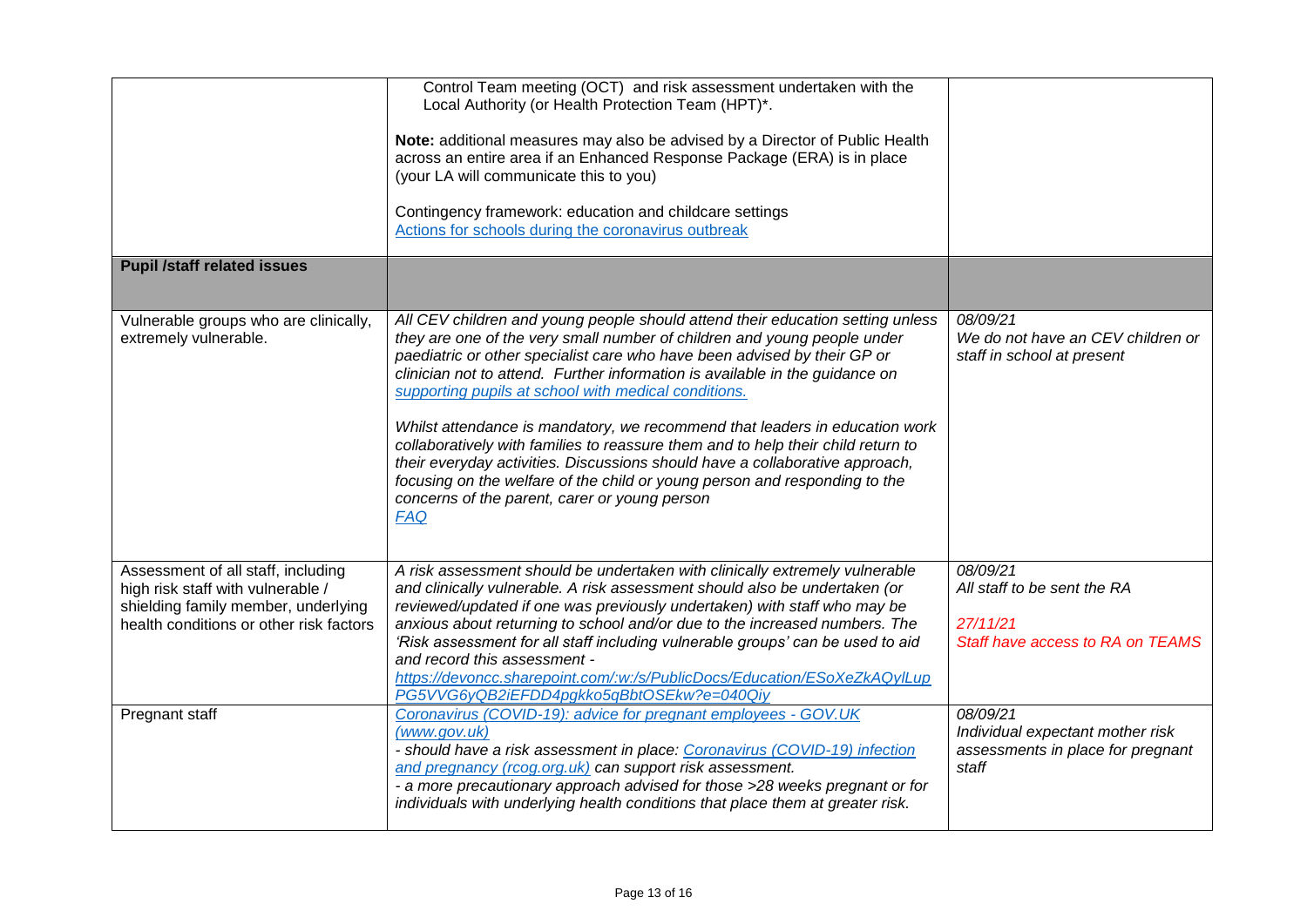| | | |
|---|---|---|
| | Control Team meeting (OCT) and risk assessment undertaken with the Local Authority (or Health Protection Team (HPT)*.<br><br>**Note:** additional measures may also be advised by a Director of Public Health across an entire area if an Enhanced Response Package (ERA) is in place (your LA will communicate this to you)<br><br>Contingency framework: education and childcare settings<br>[Actions for schools during the coronavirus outbreak]() | |
| **Pupil /staff related issues** | | |
| Vulnerable groups who are clinically, extremely vulnerable. | *All CEV children and young people should attend their education setting unless they are one of the very small number of children and young people under paediatric or other specialist care who have been advised by their GP or clinician not to attend. Further information is available in the guidance on [supporting pupils at school with medical conditions.]()*<br><br>*Whilst attendance is mandatory, we recommend that leaders in education work collaboratively with families to reassure them and to help their child return to their everyday activities. Discussions should have a collaborative approach, focusing on the welfare of the child or young person and responding to the concerns of the parent, carer or young person*<br>*[FAQ]()* | *08/09/21*<br>*We do not have an CEV children or staff in school at present* |
| Assessment of all staff, including high risk staff with vulnerable / shielding family member, underlying health conditions or other risk factors | *A risk assessment should be undertaken with clinically extremely vulnerable and clinically vulnerable. A risk assessment should also be undertaken (or reviewed/updated if one was previously undertaken) with staff who may be anxious about returning to school and/or due to the increased numbers. The 'Risk assessment for all staff including vulnerable groups' can be used to aid and record this assessment -*<br>*https://devoncc.sharepoint.com/:w:/s/PublicDocs/Education/ESoXeZkAQylLupPG5VVG6yQB2iEFDD4pgkko5qBbtOSEkw?e=040Qiy* | *08/09/21*<br>*All staff to be sent the RA*<br><br>*27/11/21*<br>*Staff have access to RA on TEAMS* |
| Pregnant staff | *[Coronavirus (COVID-19): advice for pregnant employees - GOV.UK (www.gov.uk)]()*<br>*- should have a risk assessment in place: [Coronavirus (COVID-19) infection and pregnancy (rcog.org.uk)]() can support risk assessment.*<br>*- a more precautionary approach advised for those >28 weeks pregnant or for individuals with underlying health conditions that place them at greater risk.* | *08/09/21*<br>*Individual expectant mother risk assessments in place for pregnant staff* |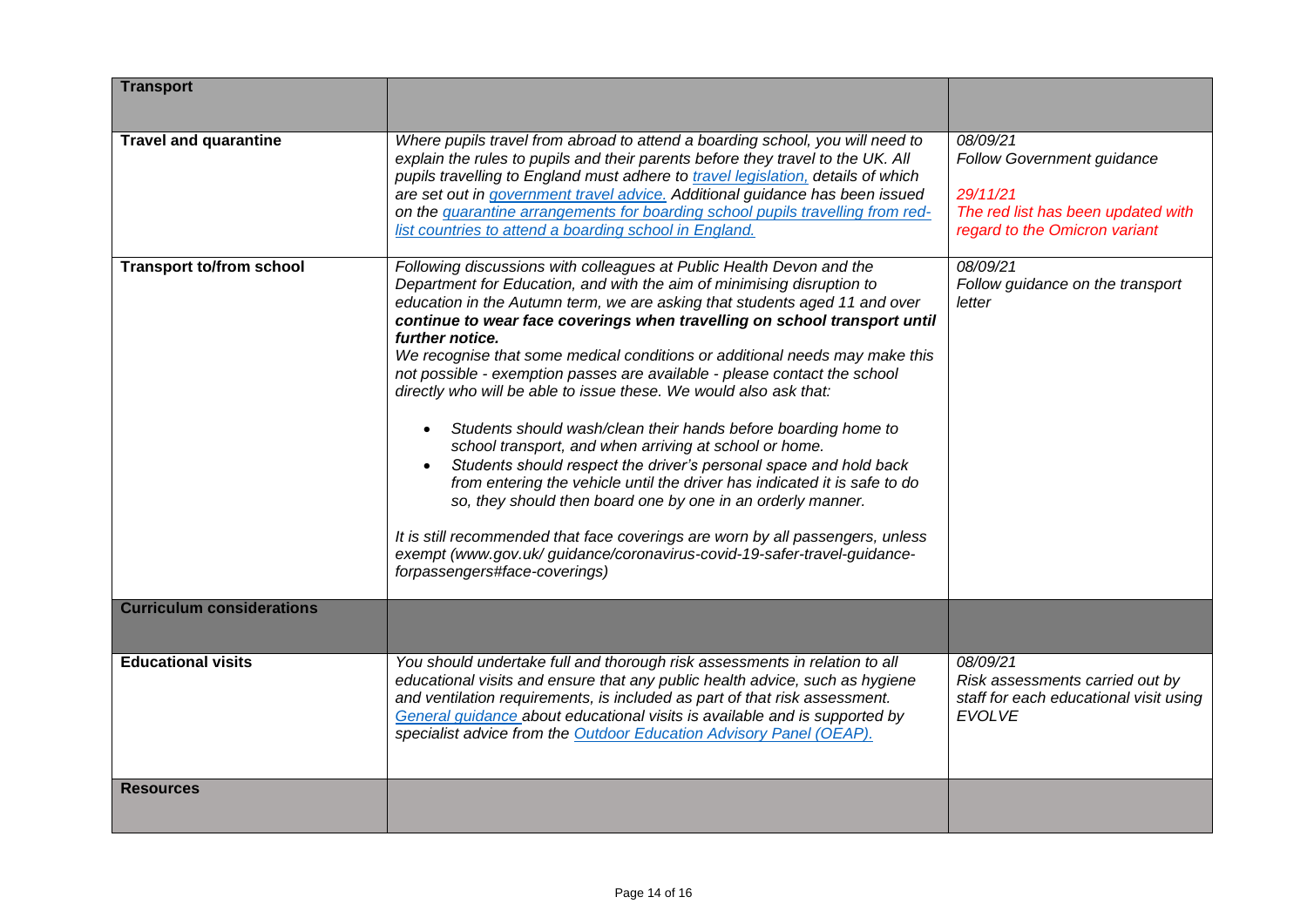| **Transport** | | |
|---|---|---|
| **Travel and quarantine** | *Where pupils travel from abroad to attend a boarding school, you will need to explain the rules to pupils and their parents before they travel to the UK. All pupils travelling to England must adhere to travel legislation, details of which are set out in government travel advice. Additional guidance has been issued on the quarantine arrangements for boarding school pupils travelling from red-list countries to attend a boarding school in England.* | *08/09/21*<br>*Follow Government guidance*<br><br>*29/11/21*<br>*The red list has been updated with regard to the Omicron variant* |
| **Transport to/from school** | *Following discussions with colleagues at Public Health Devon and the Department for Education, and with the aim of minimising disruption to education in the Autumn term, we are asking that students aged 11 and over* ***continue to wear face coverings when travelling on school transport until further notice.***<br>*We recognise that some medical conditions or additional needs may make this not possible - exemption passes are available - please contact the school directly who will be able to issue these. We would also ask that:*<br><br>• *Students should wash/clean their hands before boarding home to school transport, and when arriving at school or home.*<br>• *Students should respect the driver's personal space and hold back from entering the vehicle until the driver has indicated it is safe to do so, they should then board one by one in an orderly manner.*<br><br>*It is still recommended that face coverings are worn by all passengers, unless exempt (www.gov.uk/ guidance/coronavirus-covid-19-safer-travel-guidance-forpassengers#face-coverings)* | *08/09/21*<br>*Follow guidance on the transport letter* |
| **Curriculum considerations** | | |
| **Educational visits** | *You should undertake full and thorough risk assessments in relation to all educational visits and ensure that any public health advice, such as hygiene and ventilation requirements, is included as part of that risk assessment. General guidance about educational visits is available and is supported by specialist advice from the Outdoor Education Advisory Panel (OEAP).* | *08/09/21*<br>*Risk assessments carried out by staff for each educational visit using EVOLVE* |
| **Resources** | | |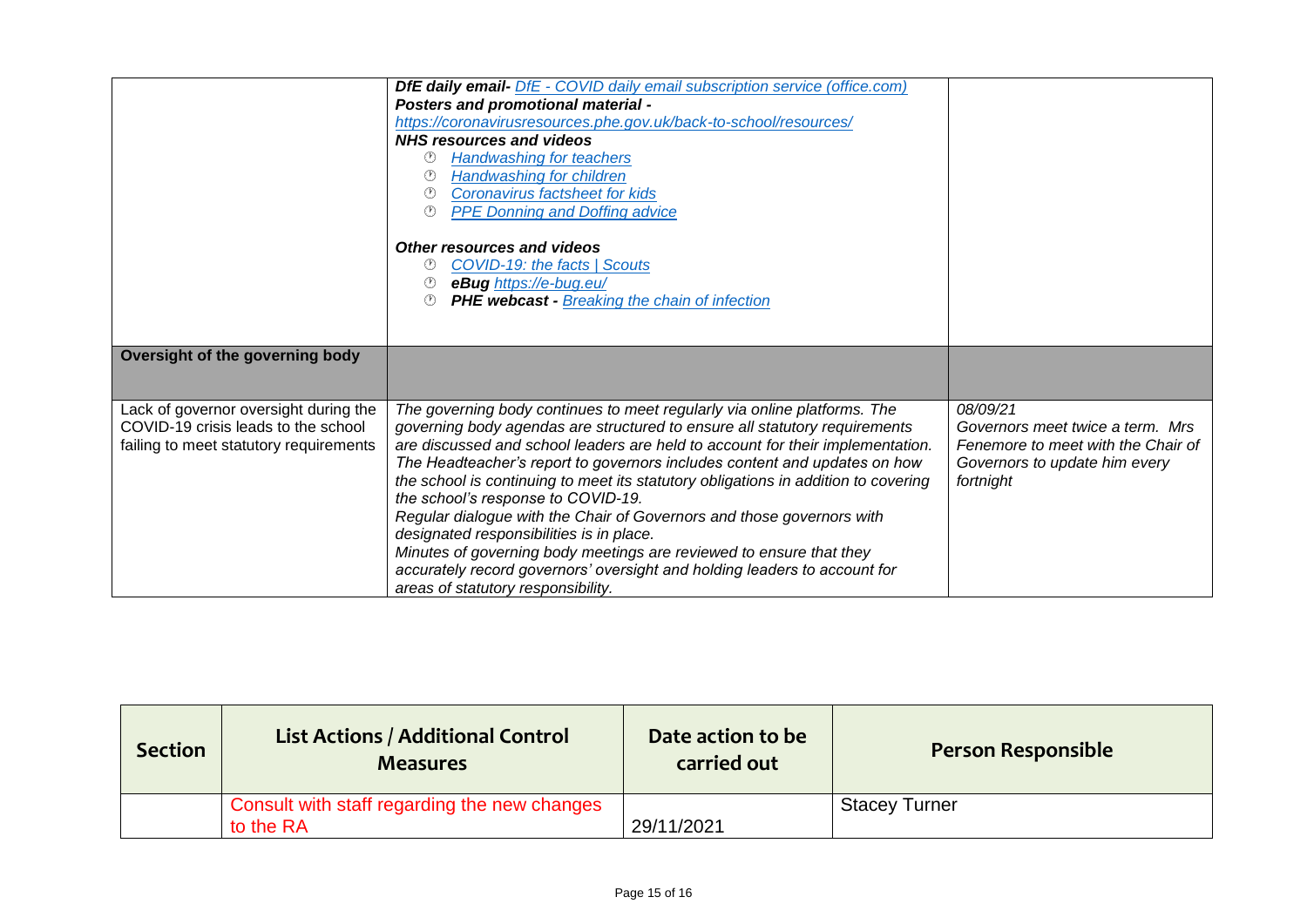| | | |
|---|---|---|
| | ***DfE daily email-*** *[DfE - COVID daily email subscription service (office.com)]*<br>***Posters and promotional material -***<br>*https://coronavirusresources.phe.gov.uk/back-to-school/resources/*<br>***NHS resources and videos***<br>• *Handwashing for teachers*<br>• *Handwashing for children*<br>• *Coronavirus factsheet for kids*<br>• *PPE Donning and Doffing advice*<br><br>***Other resources and videos***<br>• *COVID-19: the facts \| Scouts*<br>• ***eBug*** *https://e-bug.eu/*<br>• ***PHE webcast -*** *Breaking the chain of infection* | |
| **Oversight of the governing body** | | |
| Lack of governor oversight during the COVID-19 crisis leads to the school failing to meet statutory requirements | *The governing body continues to meet regularly via online platforms. The governing body agendas are structured to ensure all statutory requirements are discussed and school leaders are held to account for their implementation. The Headteacher's report to governors includes content and updates on how the school is continuing to meet its statutory obligations in addition to covering the school's response to COVID-19.*<br>*Regular dialogue with the Chair of Governors and those governors with designated responsibilities is in place.*<br>*Minutes of governing body meetings are reviewed to ensure that they accurately record governors' oversight and holding leaders to account for areas of statutory responsibility.* | *08/09/21*<br>*Governors meet twice a term. Mrs Fenemore to meet with the Chair of Governors to update him every fortnight* |

| Section | List Actions / Additional Control Measures | Date action to be carried out | Person Responsible |
|---|---|---|---|
| | Consult with staff regarding the new changes to the RA | 29/11/2021 | Stacey Turner |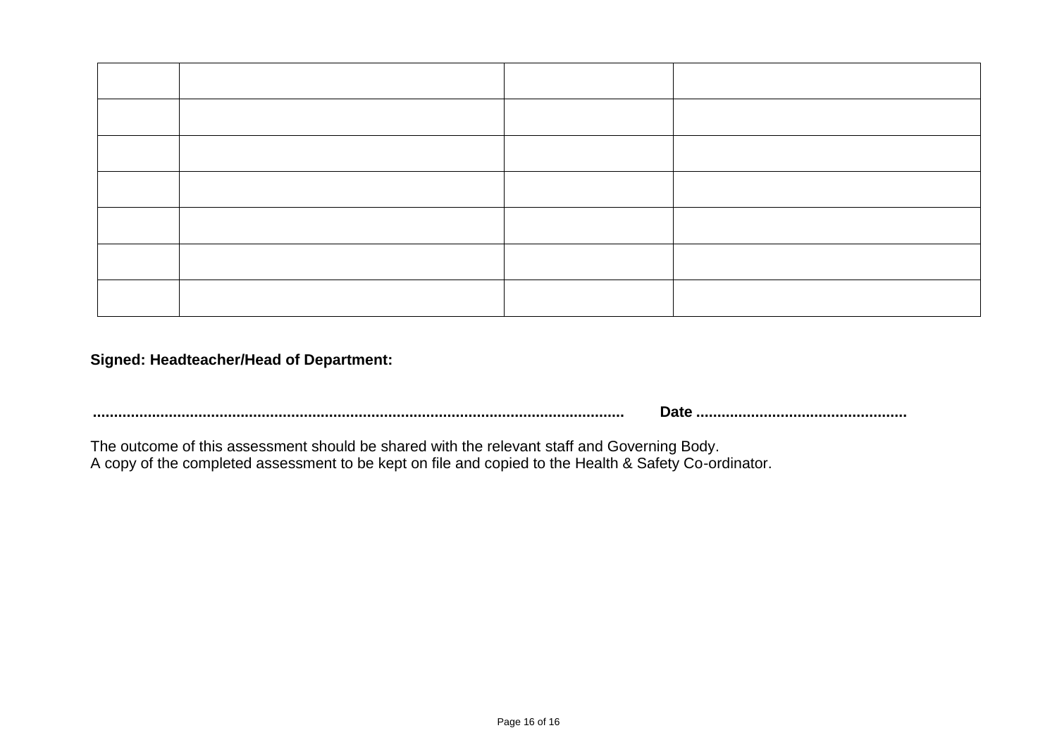| | | | |
|---|---|---|---|
| | | | |
| | | | |
| | | | |
| | | | |
| | | | |
| | | | |
| | | | |

**Signed: Headteacher/Head of Department:**

**............................................................................................................................ Date .................................................**

The outcome of this assessment should be shared with the relevant staff and Governing Body.
A copy of the completed assessment to be kept on file and copied to the Health & Safety Co-ordinator.